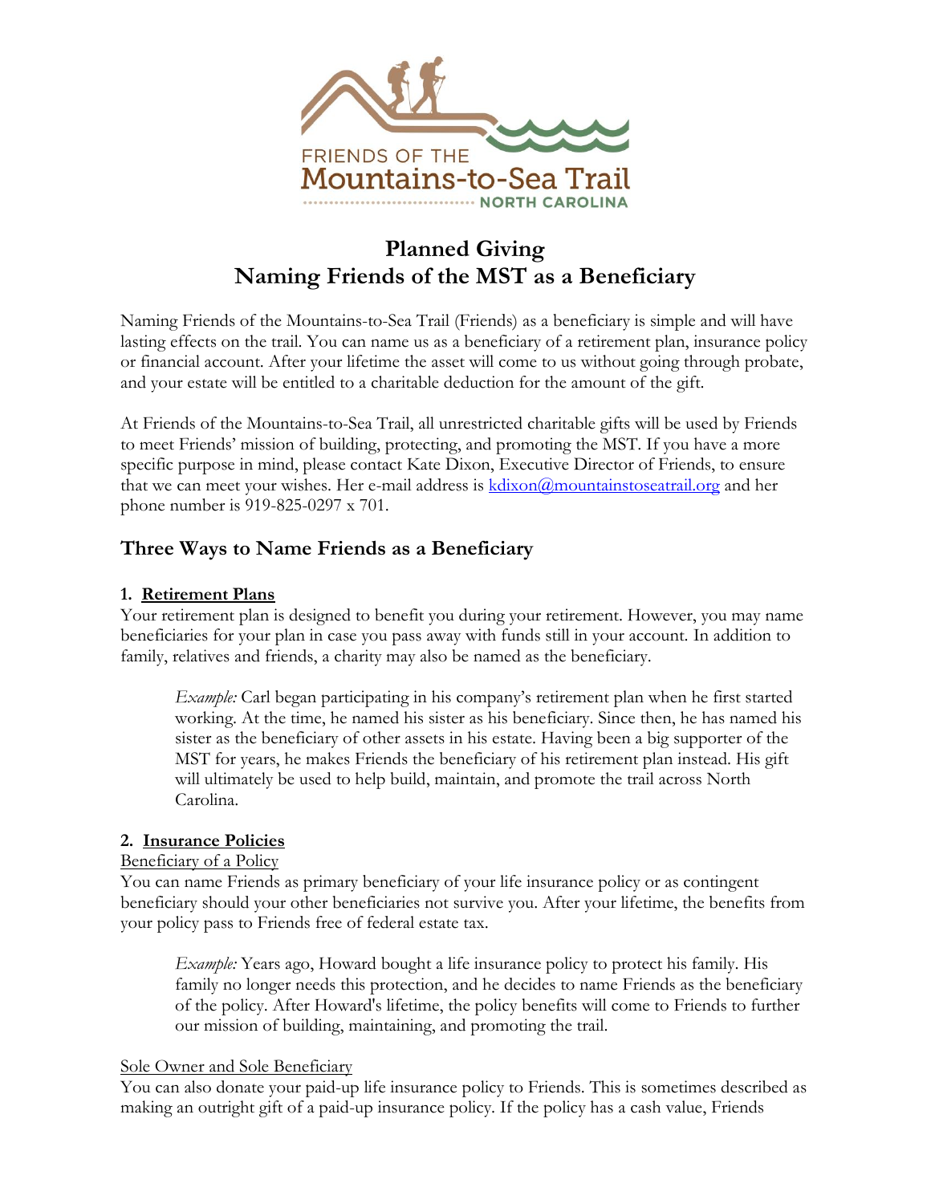FRIENDS OF THE
Mountains-to-Sea Trail
NORTH CAROLINA

# Planned Giving
# Naming Friends of the MST as a Beneficiary

Naming Friends of the Mountains-to-Sea Trail (Friends) as a beneficiary is simple and will have lasting effects on the trail. You can name us as a beneficiary of a retirement plan, insurance policy or financial account. After your lifetime the asset will come to us without going through probate, and your estate will be entitled to a charitable deduction for the amount of the gift.

At Friends of the Mountains-to-Sea Trail, all unrestricted charitable gifts will be used by Friends to meet Friends' mission of building, protecting, and promoting the MST. If you have a more specific purpose in mind, please contact Kate Dixon, Executive Director of Friends, to ensure that we can meet your wishes. Her e-mail address is kdixon@mountainstoseatrail.org and her phone number is 919-825-0297 x 701.

## Three Ways to Name Friends as a Beneficiary

### 1. Retirement Plans

Your retirement plan is designed to benefit you during your retirement. However, you may name beneficiaries for your plan in case you pass away with funds still in your account. In addition to family, relatives and friends, a charity may also be named as the beneficiary.

> *Example:* Carl began participating in his company's retirement plan when he first started working. At the time, he named his sister as his beneficiary. Since then, he has named his sister as the beneficiary of other assets in his estate. Having been a big supporter of the MST for years, he makes Friends the beneficiary of his retirement plan instead. His gift will ultimately be used to help build, maintain, and promote the trail across North Carolina.

### 2. Insurance Policies

Beneficiary of a Policy

You can name Friends as primary beneficiary of your life insurance policy or as contingent beneficiary should your other beneficiaries not survive you. After your lifetime, the benefits from your policy pass to Friends free of federal estate tax.

> *Example:* Years ago, Howard bought a life insurance policy to protect his family. His family no longer needs this protection, and he decides to name Friends as the beneficiary of the policy. After Howard's lifetime, the policy benefits will come to Friends to further our mission of building, maintaining, and promoting the trail.

Sole Owner and Sole Beneficiary

You can also donate your paid-up life insurance policy to Friends. This is sometimes described as making an outright gift of a paid-up insurance policy. If the policy has a cash value, Friends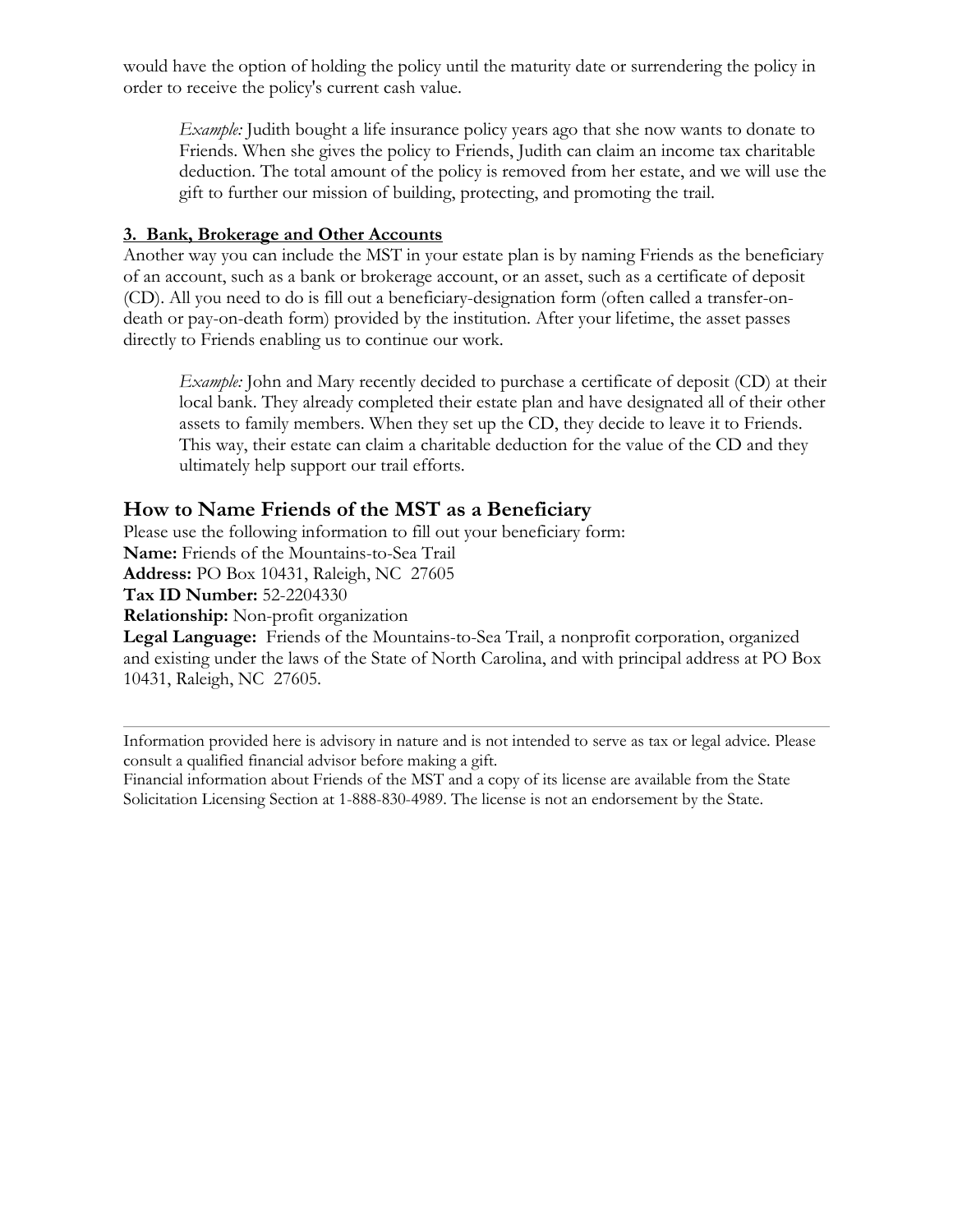would have the option of holding the policy until the maturity date or surrendering the policy in order to receive the policy's current cash value.

> *Example:* Judith bought a life insurance policy years ago that she now wants to donate to Friends. When she gives the policy to Friends, Judith can claim an income tax charitable deduction. The total amount of the policy is removed from her estate, and we will use the gift to further our mission of building, protecting, and promoting the trail.

### 3. Bank, Brokerage and Other Accounts

Another way you can include the MST in your estate plan is by naming Friends as the beneficiary of an account, such as a bank or brokerage account, or an asset, such as a certificate of deposit (CD). All you need to do is fill out a beneficiary-designation form (often called a transfer-on-death or pay-on-death form) provided by the institution. After your lifetime, the asset passes directly to Friends enabling us to continue our work.

> *Example:* John and Mary recently decided to purchase a certificate of deposit (CD) at their local bank. They already completed their estate plan and have designated all of their other assets to family members. When they set up the CD, they decide to leave it to Friends. This way, their estate can claim a charitable deduction for the value of the CD and they ultimately help support our trail efforts.

## How to Name Friends of the MST as a Beneficiary

Please use the following information to fill out your beneficiary form:
**Name:** Friends of the Mountains-to-Sea Trail
**Address:** PO Box 10431, Raleigh, NC 27605
**Tax ID Number:** 52-2204330
**Relationship:** Non-profit organization
**Legal Language:** Friends of the Mountains-to-Sea Trail, a nonprofit corporation, organized and existing under the laws of the State of North Carolina, and with principal address at PO Box 10431, Raleigh, NC 27605.

---

Information provided here is advisory in nature and is not intended to serve as tax or legal advice. Please consult a qualified financial advisor before making a gift.
Financial information about Friends of the MST and a copy of its license are available from the State Solicitation Licensing Section at 1-888-830-4989. The license is not an endorsement by the State.